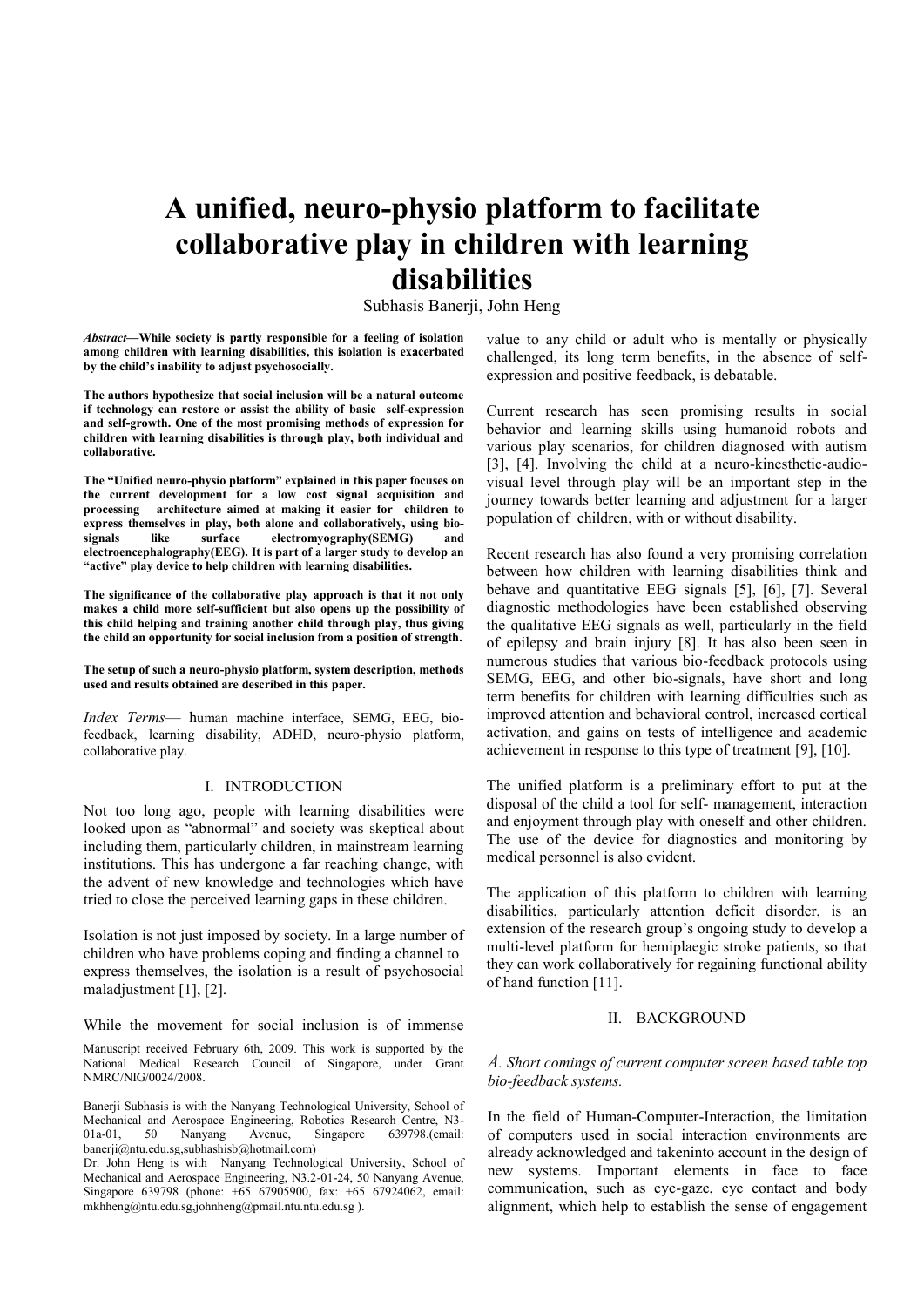# A unified, neuro-physio platform to facilitate collaborative play in children with learning disabilities

Subhasis Banerji, John Heng

***Abstract*—While society is partly responsible for a feeling of isolation among children with learning disabilities, this isolation is exacerbated by the child's inability to adjust psychosocially.**

**The authors hypothesize that social inclusion will be a natural outcome if technology can restore or assist the ability of basic self-expression and self-growth. One of the most promising methods of expression for children with learning disabilities is through play, both individual and collaborative.**

**The "Unified neuro-physio platform" explained in this paper focuses on the current development for a low cost signal acquisition and processing architecture aimed at making it easier for children to express themselves in play, both alone and collaboratively, using bio-signals like surface electromyography(SEMG) and electroencephalography(EEG). It is part of a larger study to develop an "active" play device to help children with learning disabilities.**

**The significance of the collaborative play approach is that it not only makes a child more self-sufficient but also opens up the possibility of this child helping and training another child through play, thus giving the child an opportunity for social inclusion from a position of strength.**

**The setup of such a neuro-physio platform, system description, methods used and results obtained are described in this paper.**

*Index Terms*— human machine interface, SEMG, EEG, bio-feedback, learning disability, ADHD, neuro-physio platform, collaborative play.

## I. INTRODUCTION

Not too long ago, people with learning disabilities were looked upon as "abnormal" and society was skeptical about including them, particularly children, in mainstream learning institutions. This has undergone a far reaching change, with the advent of new knowledge and technologies which have tried to close the perceived learning gaps in these children.

Isolation is not just imposed by society. In a large number of children who have problems coping and finding a channel to express themselves, the isolation is a result of psychosocial maladjustment [1], [2].

While the movement for social inclusion is of immense value to any child or adult who is mentally or physically challenged, its long term benefits, in the absence of self-expression and positive feedback, is debatable.

Current research has seen promising results in social behavior and learning skills using humanoid robots and various play scenarios, for children diagnosed with autism [3], [4]. Involving the child at a neuro-kinesthetic-audio-visual level through play will be an important step in the journey towards better learning and adjustment for a larger population of children, with or without disability.

Recent research has also found a very promising correlation between how children with learning disabilities think and behave and quantitative EEG signals [5], [6], [7]. Several diagnostic methodologies have been established observing the qualitative EEG signals as well, particularly in the field of epilepsy and brain injury [8]. It has also been seen in numerous studies that various bio-feedback protocols using SEMG, EEG, and other bio-signals, have short and long term benefits for children with learning difficulties such as improved attention and behavioral control, increased cortical activation, and gains on tests of intelligence and academic achievement in response to this type of treatment [9], [10].

The unified platform is a preliminary effort to put at the disposal of the child a tool for self- management, interaction and enjoyment through play with oneself and other children. The use of the device for diagnostics and monitoring by medical personnel is also evident.

The application of this platform to children with learning disabilities, particularly attention deficit disorder, is an extension of the research group's ongoing study to develop a multi-level platform for hemiplaegic stroke patients, so that they can work collaboratively for regaining functional ability of hand function [11].

## II. BACKGROUND

### *A. Short comings of current computer screen based table top bio-feedback systems.*

In the field of Human-Computer-Interaction, the limitation of computers used in social interaction environments are already acknowledged and takeninto account in the design of new systems. Important elements in face to face communication, such as eye-gaze, eye contact and body alignment, which help to establish the sense of engagement

Manuscript received February 6th, 2009. This work is supported by the National Medical Research Council of Singapore, under Grant NMRC/NIG/0024/2008.

Banerji Subhasis is with the Nanyang Technological University, School of Mechanical and Aerospace Engineering, Robotics Research Centre, N3-01a-01, 50 Nanyang Avenue, Singapore 639798.(email: banerji@ntu.edu.sg,subhashisb@hotmail.com)

Dr. John Heng is with Nanyang Technological University, School of Mechanical and Aerospace Engineering, N3.2-01-24, 50 Nanyang Avenue, Singapore 639798 (phone: +65 67905900, fax: +65 67924062, email: mkhheng@ntu.edu.sg,johnheng@pmail.ntu.ntu.edu.sg ).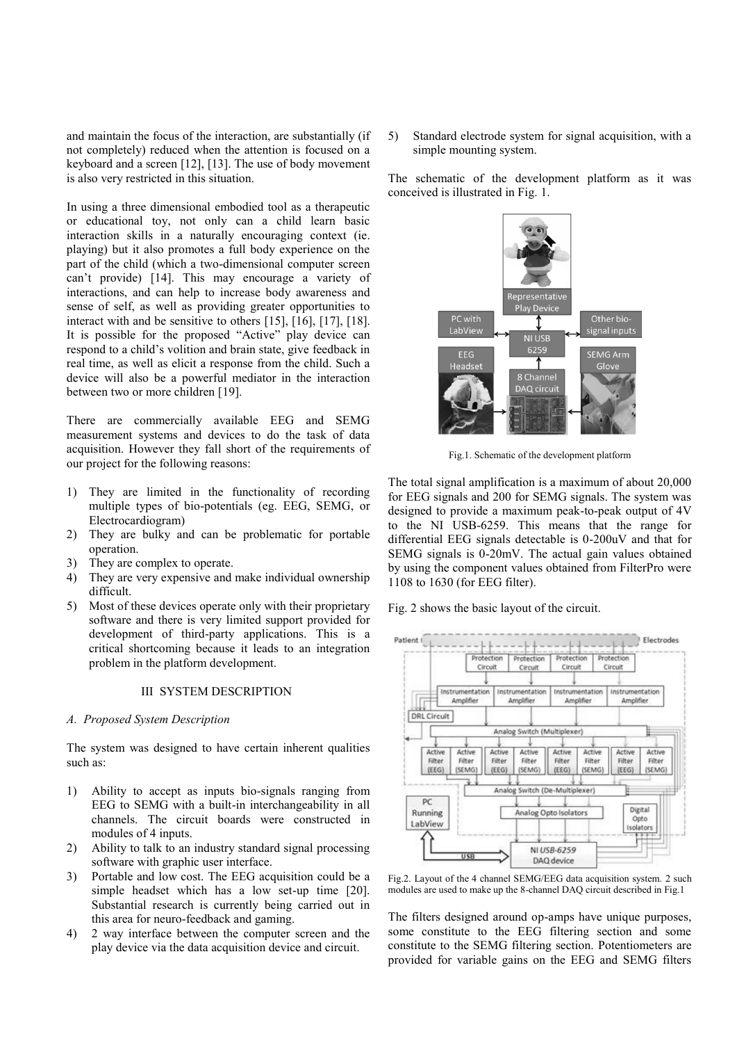and maintain the focus of the interaction, are substantially (if not completely) reduced when the attention is focused on a keyboard and a screen [12], [13]. The use of body movement is also very restricted in this situation.

In using a three dimensional embodied tool as a therapeutic or educational toy, not only can a child learn basic interaction skills in a naturally encouraging context (ie. playing) but it also promotes a full body experience on the part of the child (which a two-dimensional computer screen can't provide) [14]. This may encourage a variety of interactions, and can help to increase body awareness and sense of self, as well as providing greater opportunities to interact with and be sensitive to others [15], [16], [17], [18]. It is possible for the proposed "Active" play device can respond to a child's volition and brain state, give feedback in real time, as well as elicit a response from the child. Such a device will also be a powerful mediator in the interaction between two or more children [19].

There are commercially available EEG and SEMG measurement systems and devices to do the task of data acquisition. However they fall short of the requirements of our project for the following reasons:

1) They are limited in the functionality of recording multiple types of bio-potentials (eg. EEG, SEMG, or Electrocardiogram)
2) They are bulky and can be problematic for portable operation.
3) They are complex to operate.
4) They are very expensive and make individual ownership difficult.
5) Most of these devices operate only with their proprietary software and there is very limited support provided for development of third-party applications. This is a critical shortcoming because it leads to an integration problem in the platform development.

## III SYSTEM DESCRIPTION

### *A. Proposed System Description*

The system was designed to have certain inherent qualities such as:

1) Ability to accept as inputs bio-signals ranging from EEG to SEMG with a built-in interchangeability in all channels. The circuit boards were constructed in modules of 4 inputs.
2) Ability to talk to an industry standard signal processing software with graphic user interface.
3) Portable and low cost. The EEG acquisition could be a simple headset which has a low set-up time [20]. Substantial research is currently being carried out in this area for neuro-feedback and gaming.
4) 2 way interface between the computer screen and the play device via the data acquisition device and circuit.
5) Standard electrode system for signal acquisition, with a simple mounting system.

The schematic of the development platform as it was conceived is illustrated in Fig. 1.

Fig.1. Schematic of the development platform

The total signal amplification is a maximum of about 20,000 for EEG signals and 200 for SEMG signals. The system was designed to provide a maximum peak-to-peak output of 4V to the NI USB-6259. This means that the range for differential EEG signals detectable is 0-200uV and that for SEMG signals is 0-20mV. The actual gain values obtained by using the component values obtained from FilterPro were 1108 to 1630 (for EEG filter).

Fig. 2 shows the basic layout of the circuit.

Fig.2. Layout of the 4 channel SEMG/EEG data acquisition system. 2 such modules are used to make up the 8-channel DAQ circuit described in Fig.1

The filters designed around op-amps have unique purposes, some constitute to the EEG filtering section and some constitute to the SEMG filtering section. Potentiometers are provided for variable gains on the EEG and SEMG filters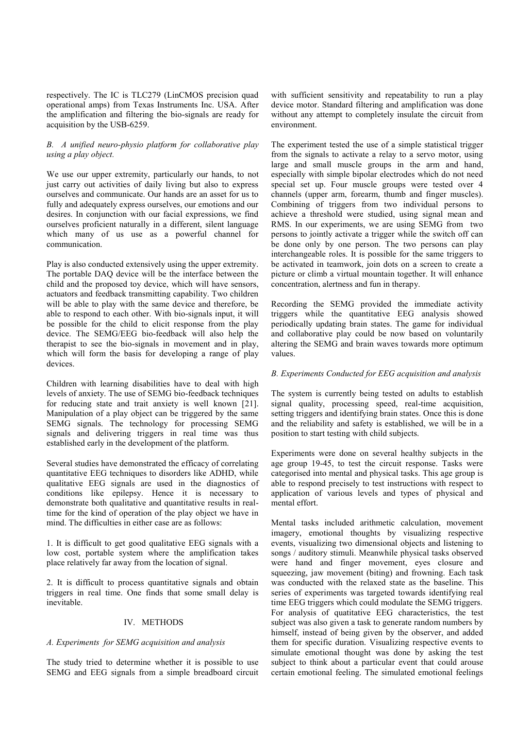respectively. The IC is TLC279 (LinCMOS precision quad operational amps) from Texas Instruments Inc. USA. After the amplification and filtering the bio-signals are ready for acquisition by the USB-6259.

### *B. A unified neuro-physio platform for collaborative play using a play object.*

We use our upper extremity, particularly our hands, to not just carry out activities of daily living but also to express ourselves and communicate. Our hands are an asset for us to fully and adequately express ourselves, our emotions and our desires. In conjunction with our facial expressions, we find ourselves proficient naturally in a different, silent language which many of us use as a powerful channel for communication.

Play is also conducted extensively using the upper extremity. The portable DAQ device will be the interface between the child and the proposed toy device, which will have sensors, actuators and feedback transmitting capability. Two children will be able to play with the same device and therefore, be able to respond to each other. With bio-signals input, it will be possible for the child to elicit response from the play device. The SEMG/EEG bio-feedback will also help the therapist to see the bio-signals in movement and in play, which will form the basis for developing a range of play devices.

Children with learning disabilities have to deal with high levels of anxiety. The use of SEMG bio-feedback techniques for reducing state and trait anxiety is well known [21]. Manipulation of a play object can be triggered by the same SEMG signals. The technology for processing SEMG signals and delivering triggers in real time was thus established early in the development of the platform.

Several studies have demonstrated the efficacy of correlating quantitative EEG techniques to disorders like ADHD, while qualitative EEG signals are used in the diagnostics of conditions like epilepsy. Hence it is necessary to demonstrate both qualitative and quantitative results in real-time for the kind of operation of the play object we have in mind. The difficulties in either case are as follows:

1. It is difficult to get good qualitative EEG signals with a low cost, portable system where the amplification takes place relatively far away from the location of signal.

2. It is difficult to process quantitative signals and obtain triggers in real time. One finds that some small delay is inevitable.

## IV. METHODS

### *A. Experiments for SEMG acquisition and analysis*

The study tried to determine whether it is possible to use SEMG and EEG signals from a simple breadboard circuit with sufficient sensitivity and repeatability to run a play device motor. Standard filtering and amplification was done without any attempt to completely insulate the circuit from environment.

The experiment tested the use of a simple statistical trigger from the signals to activate a relay to a servo motor, using large and small muscle groups in the arm and hand, especially with simple bipolar electrodes which do not need special set up. Four muscle groups were tested over 4 channels (upper arm, forearm, thumb and finger muscles). Combining of triggers from two individual persons to achieve a threshold were studied, using signal mean and RMS. In our experiments, we are using SEMG from two persons to jointly activate a trigger while the switch off can be done only by one person. The two persons can play interchangeable roles. It is possible for the same triggers to be activated in teamwork, join dots on a screen to create a picture or climb a virtual mountain together. It will enhance concentration, alertness and fun in therapy.

Recording the SEMG provided the immediate activity triggers while the quantitative EEG analysis showed periodically updating brain states. The game for individual and collaborative play could be now based on voluntarily altering the SEMG and brain waves towards more optimum values.

### *B. Experiments Conducted for EEG acquisition and analysis*

The system is currently being tested on adults to establish signal quality, processing speed, real-time acquisition, setting triggers and identifying brain states. Once this is done and the reliability and safety is established, we will be in a position to start testing with child subjects.

Experiments were done on several healthy subjects in the age group 19-45, to test the circuit response. Tasks were categorised into mental and physical tasks. This age group is able to respond precisely to test instructions with respect to application of various levels and types of physical and mental effort.

Mental tasks included arithmetic calculation, movement imagery, emotional thoughts by visualizing respective events, visualizing two dimensional objects and listening to songs / auditory stimuli. Meanwhile physical tasks observed were hand and finger movement, eyes closure and squeezing, jaw movement (biting) and frowning. Each task was conducted with the relaxed state as the baseline. This series of experiments was targeted towards identifying real time EEG triggers which could modulate the SEMG triggers. For analysis of quatitative EEG characteristics, the test subject was also given a task to generate random numbers by himself, instead of being given by the observer, and added them for specific duration. Visualizing respective events to simulate emotional thought was done by asking the test subject to think about a particular event that could arouse certain emotional feeling. The simulated emotional feelings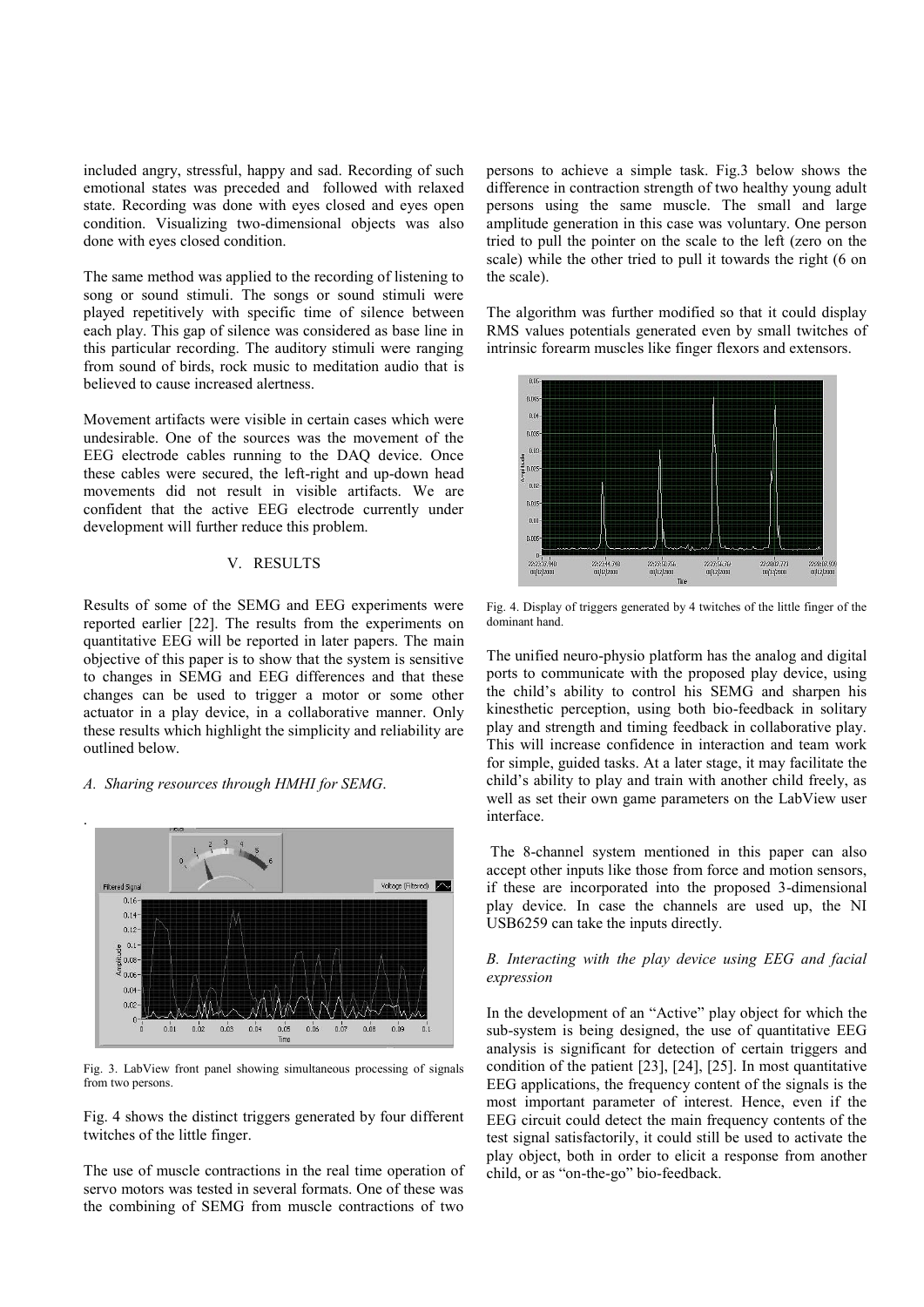included angry, stressful, happy and sad. Recording of such emotional states was preceded and followed with relaxed state. Recording was done with eyes closed and eyes open condition. Visualizing two-dimensional objects was also done with eyes closed condition.

The same method was applied to the recording of listening to song or sound stimuli. The songs or sound stimuli were played repetitively with specific time of silence between each play. This gap of silence was considered as base line in this particular recording. The auditory stimuli were ranging from sound of birds, rock music to meditation audio that is believed to cause increased alertness.

Movement artifacts were visible in certain cases which were undesirable. One of the sources was the movement of the EEG electrode cables running to the DAQ device. Once these cables were secured, the left-right and up-down head movements did not result in visible artifacts. We are confident that the active EEG electrode currently under development will further reduce this problem.

## V. RESULTS

Results of some of the SEMG and EEG experiments were reported earlier [22]. The results from the experiments on quantitative EEG will be reported in later papers. The main objective of this paper is to show that the system is sensitive to changes in SEMG and EEG differences and that these changes can be used to trigger a motor or some other actuator in a play device, in a collaborative manner. Only these results which highlight the simplicity and reliability are outlined below.

### *A. Sharing resources through HMHI for SEMG.*

Fig. 3. LabView front panel showing simultaneous processing of signals from two persons.

Fig. 4 shows the distinct triggers generated by four different twitches of the little finger.

The use of muscle contractions in the real time operation of servo motors was tested in several formats. One of these was the combining of SEMG from muscle contractions of two persons to achieve a simple task. Fig.3 below shows the difference in contraction strength of two healthy young adult persons using the same muscle. The small and large amplitude generation in this case was voluntary. One person tried to pull the pointer on the scale to the left (zero on the scale) while the other tried to pull it towards the right (6 on the scale).

The algorithm was further modified so that it could display RMS values potentials generated even by small twitches of intrinsic forearm muscles like finger flexors and extensors.

Fig. 4. Display of triggers generated by 4 twitches of the little finger of the dominant hand.

The unified neuro-physio platform has the analog and digital ports to communicate with the proposed play device, using the child's ability to control his SEMG and sharpen his kinesthetic perception, using both bio-feedback in solitary play and strength and timing feedback in collaborative play. This will increase confidence in interaction and team work for simple, guided tasks. At a later stage, it may facilitate the child's ability to play and train with another child freely, as well as set their own game parameters on the LabView user interface.

The 8-channel system mentioned in this paper can also accept other inputs like those from force and motion sensors, if these are incorporated into the proposed 3-dimensional play device. In case the channels are used up, the NI USB6259 can take the inputs directly.

### *B. Interacting with the play device using EEG and facial expression*

In the development of an "Active" play object for which the sub-system is being designed, the use of quantitative EEG analysis is significant for detection of certain triggers and condition of the patient [23], [24], [25]. In most quantitative EEG applications, the frequency content of the signals is the most important parameter of interest. Hence, even if the EEG circuit could detect the main frequency contents of the test signal satisfactorily, it could still be used to activate the play object, both in order to elicit a response from another child, or as "on-the-go" bio-feedback.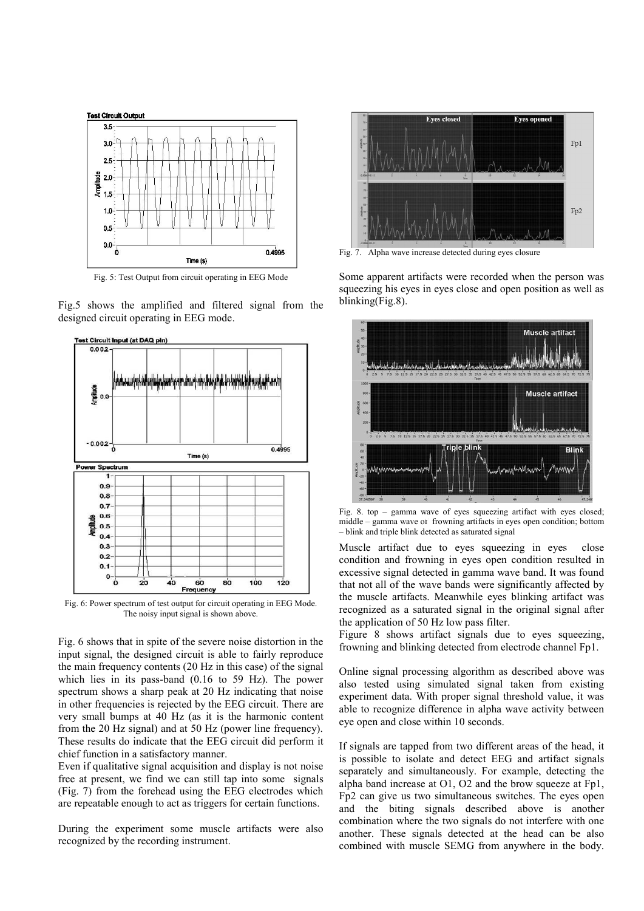Fig. 5: Test Output from circuit operating in EEG Mode

Fig.5 shows the amplified and filtered signal from the designed circuit operating in EEG mode.

Fig. 6: Power spectrum of test output for circuit operating in EEG Mode. The noisy input signal is shown above.

Fig. 6 shows that in spite of the severe noise distortion in the input signal, the designed circuit is able to fairly reproduce the main frequency contents (20 Hz in this case) of the signal which lies in its pass-band (0.16 to 59 Hz). The power spectrum shows a sharp peak at 20 Hz indicating that noise in other frequencies is rejected by the EEG circuit. There are very small bumps at 40 Hz (as it is the harmonic content from the 20 Hz signal) and at 50 Hz (power line frequency). These results do indicate that the EEG circuit did perform it chief function in a satisfactory manner.

Even if qualitative signal acquisition and display is not noise free at present, we find we can still tap into some signals (Fig. 7) from the forehead using the EEG electrodes which are repeatable enough to act as triggers for certain functions.

During the experiment some muscle artifacts were also recognized by the recording instrument.

Fig. 7. Alpha wave increase detected during eyes closure

Some apparent artifacts were recorded when the person was squeezing his eyes in eyes close and open position as well as blinking(Fig.8).

Fig. 8. top – gamma wave of eyes squeezing artifact with eyes closed; middle – gamma wave or frowning artifacts in eyes open condition; bottom – blink and triple blink detected as saturated signal

Muscle artifact due to eyes squeezing in eyes close condition and frowning in eyes open condition resulted in excessive signal detected in gamma wave band. It was found that not all of the wave bands were significantly affected by the muscle artifacts. Meanwhile eyes blinking artifact was recognized as a saturated signal in the original signal after the application of 50 Hz low pass filter.

Figure 8 shows artifact signals due to eyes squeezing, frowning and blinking detected from electrode channel Fp1.

Online signal processing algorithm as described above was also tested using simulated signal taken from existing experiment data. With proper signal threshold value, it was able to recognize difference in alpha wave activity between eye open and close within 10 seconds.

If signals are tapped from two different areas of the head, it is possible to isolate and detect EEG and artifact signals separately and simultaneously. For example, detecting the alpha band increase at O1, O2 and the brow squeeze at Fp1, Fp2 can give us two simultaneous switches. The eyes open and the biting signals described above is another combination where the two signals do not interfere with one another. These signals detected at the head can be also combined with muscle SEMG from anywhere in the body.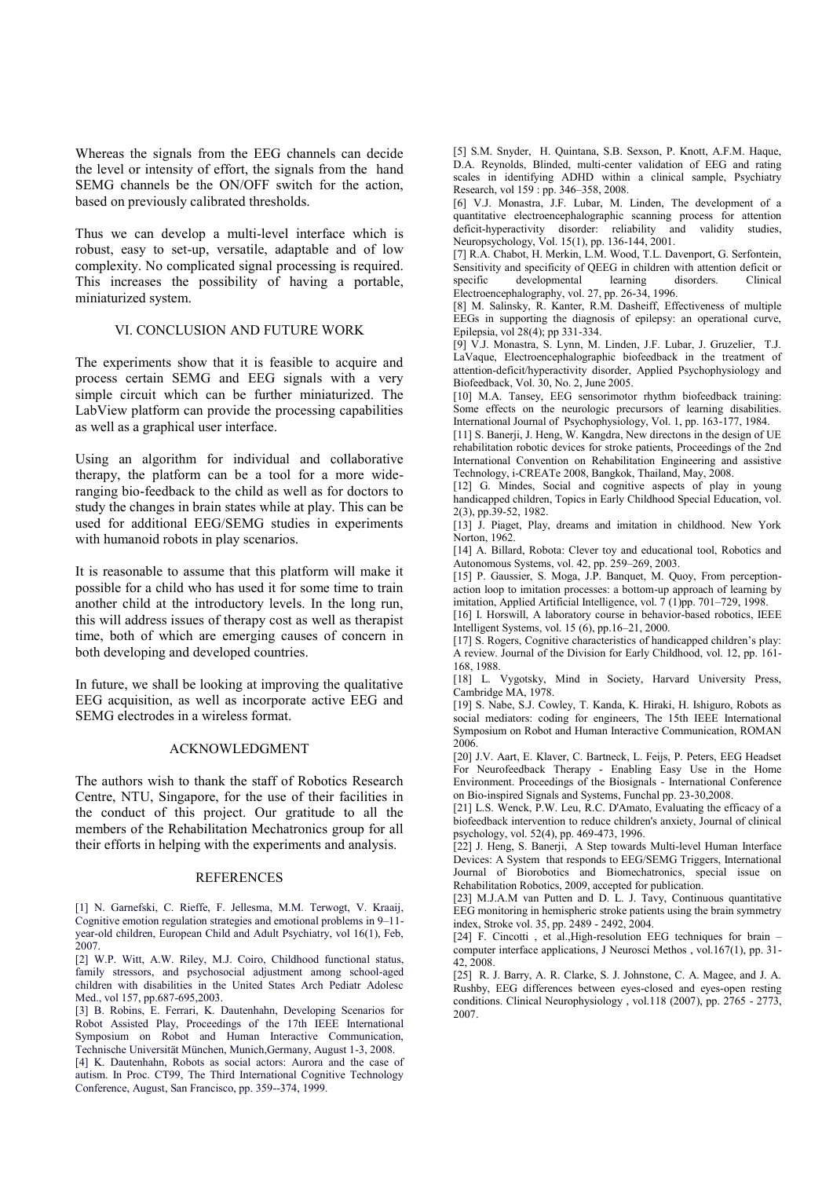Whereas the signals from the EEG channels can decide the level or intensity of effort, the signals from the hand SEMG channels be the ON/OFF switch for the action, based on previously calibrated thresholds.

Thus we can develop a multi-level interface which is robust, easy to set-up, versatile, adaptable and of low complexity. No complicated signal processing is required. This increases the possibility of having a portable, miniaturized system.

## VI. CONCLUSION AND FUTURE WORK

The experiments show that it is feasible to acquire and process certain SEMG and EEG signals with a very simple circuit which can be further miniaturized. The LabView platform can provide the processing capabilities as well as a graphical user interface.

Using an algorithm for individual and collaborative therapy, the platform can be a tool for a more wide-ranging bio-feedback to the child as well as for doctors to study the changes in brain states while at play. This can be used for additional EEG/SEMG studies in experiments with humanoid robots in play scenarios.

It is reasonable to assume that this platform will make it possible for a child who has used it for some time to train another child at the introductory levels. In the long run, this will address issues of therapy cost as well as therapist time, both of which are emerging causes of concern in both developing and developed countries.

In future, we shall be looking at improving the qualitative EEG acquisition, as well as incorporate active EEG and SEMG electrodes in a wireless format.

## ACKNOWLEDGMENT

The authors wish to thank the staff of Robotics Research Centre, NTU, Singapore, for the use of their facilities in the conduct of this project. Our gratitude to all the members of the Rehabilitation Mechatronics group for all their efforts in helping with the experiments and analysis.

## REFERENCES

[1] N. Garnefski, C. Rieffe, F. Jellesma, M.M. Terwogt, V. Kraaij, Cognitive emotion regulation strategies and emotional problems in 9–11-year-old children, European Child and Adult Psychiatry, vol 16(1), Feb, 2007.

[2] W.P. Witt, A.W. Riley, M.J. Coiro, Childhood functional status, family stressors, and psychosocial adjustment among school-aged children with disabilities in the United States Arch Pediatr Adolesc Med., vol 157, pp.687-695,2003.

[3] B. Robins, E. Ferrari, K. Dautenhahn, Developing Scenarios for Robot Assisted Play, Proceedings of the 17th IEEE International Symposium on Robot and Human Interactive Communication, Technische Universität München, Munich,Germany, August 1-3, 2008.

[4] K. Dautenhahn, Robots as social actors: Aurora and the case of autism. In Proc. CT99, The Third International Cognitive Technology Conference, August, San Francisco, pp. 359--374, 1999.

[5] S.M. Snyder, H. Quintana, S.B. Sexson, P. Knott, A.F.M. Haque, D.A. Reynolds, Blinded, multi-center validation of EEG and rating scales in identifying ADHD within a clinical sample, Psychiatry Research, vol 159 : pp. 346–358, 2008.

[6] V.J. Monastra, J.F. Lubar, M. Linden, The development of a quantitative electroencephalographic scanning process for attention deficit-hyperactivity disorder: reliability and validity studies, Neuropsychology, Vol. 15(1), pp. 136-144, 2001.

[7] R.A. Chabot, H. Merkin, L.M. Wood, T.L. Davenport, G. Serfontein, Sensitivity and specificity of QEEG in children with attention deficit or specific developmental learning disorders. Clinical Electroencephalography, vol. 27, pp. 26-34, 1996.

[8] M. Salinsky, R. Kanter, R.M. Dasheiff, Effectiveness of multiple EEGs in supporting the diagnosis of epilepsy: an operational curve, Epilepsia, vol 28(4); pp 331-334.

[9] V.J. Monastra, S. Lynn, M. Linden, J.F. Lubar, J. Gruzelier, T.J. LaVaque, Electroencephalographic biofeedback in the treatment of attention-deficit/hyperactivity disorder, Applied Psychophysiology and Biofeedback, Vol. 30, No. 2, June 2005.

[10] M.A. Tansey, EEG sensorimotor rhythm biofeedback training: Some effects on the neurologic precursors of learning disabilities. International Journal of Psychophysiology, Vol. 1, pp. 163-177, 1984.

[11] S. Banerji, J. Heng, W. Kangdra, New directons in the design of UE rehabilitation robotic devices for stroke patients, Proceedings of the 2nd International Convention on Rehabilitation Engineering and assistive Technology, i-CREATe 2008, Bangkok, Thailand, May, 2008.

[12] G. Mindes, Social and cognitive aspects of play in young handicapped children, Topics in Early Childhood Special Education, vol. 2(3), pp.39-52, 1982.

[13] J. Piaget, Play, dreams and imitation in childhood. New York Norton, 1962.

[14] A. Billard, Robota: Clever toy and educational tool, Robotics and Autonomous Systems, vol. 42, pp. 259–269, 2003.

[15] P. Gaussier, S. Moga, J.P. Banquet, M. Quoy, From perception-action loop to imitation processes: a bottom-up approach of learning by imitation, Applied Artificial Intelligence, vol. 7 (1)pp. 701–729, 1998.

[16] I. Horswill, A laboratory course in behavior-based robotics, IEEE Intelligent Systems, vol. 15 (6), pp.16–21, 2000.

[17] S. Rogers, Cognitive characteristics of handicapped children's play: A review. Journal of the Division for Early Childhood, vol. 12, pp. 161-168, 1988.

[18] L. Vygotsky, Mind in Society, Harvard University Press, Cambridge MA, 1978.

[19] S. Nabe, S.J. Cowley, T. Kanda, K. Hiraki, H. Ishiguro, Robots as social mediators: coding for engineers, The 15th IEEE International Symposium on Robot and Human Interactive Communication, ROMAN 2006.

[20] J.V. Aart, E. Klaver, C. Bartneck, L. Feijs, P. Peters, EEG Headset For Neurofeedback Therapy - Enabling Easy Use in the Home Environment. Proceedings of the Biosignals - International Conference on Bio-inspired Signals and Systems, Funchal pp. 23-30,2008.

[21] L.S. Wenck, P.W. Leu, R.C. D'Amato, Evaluating the efficacy of a biofeedback intervention to reduce children's anxiety, Journal of clinical psychology, vol. 52(4), pp. 469-473, 1996.

[22] J. Heng, S. Banerji, A Step towards Multi-level Human Interface Devices: A System that responds to EEG/SEMG Triggers, International Journal of Biorobotics and Biomechatronics, special issue on Rehabilitation Robotics, 2009, accepted for publication.

[23] M.J.A.M van Putten and D. L. J. Tavy, Continuous quantitative EEG monitoring in hemispheric stroke patients using the brain symmetry index, Stroke vol. 35, pp. 2489 - 2492, 2004.

[24] F. Cincotti , et al.,High-resolution EEG techniques for brain – computer interface applications, J Neurosci Methos , vol.167(1), pp. 31-42, 2008.

[25] R. J. Barry, A. R. Clarke, S. J. Johnstone, C. A. Magee, and J. A. Rushby, EEG differences between eyes-closed and eyes-open resting conditions. Clinical Neurophysiology , vol.118 (2007), pp. 2765 - 2773, 2007.